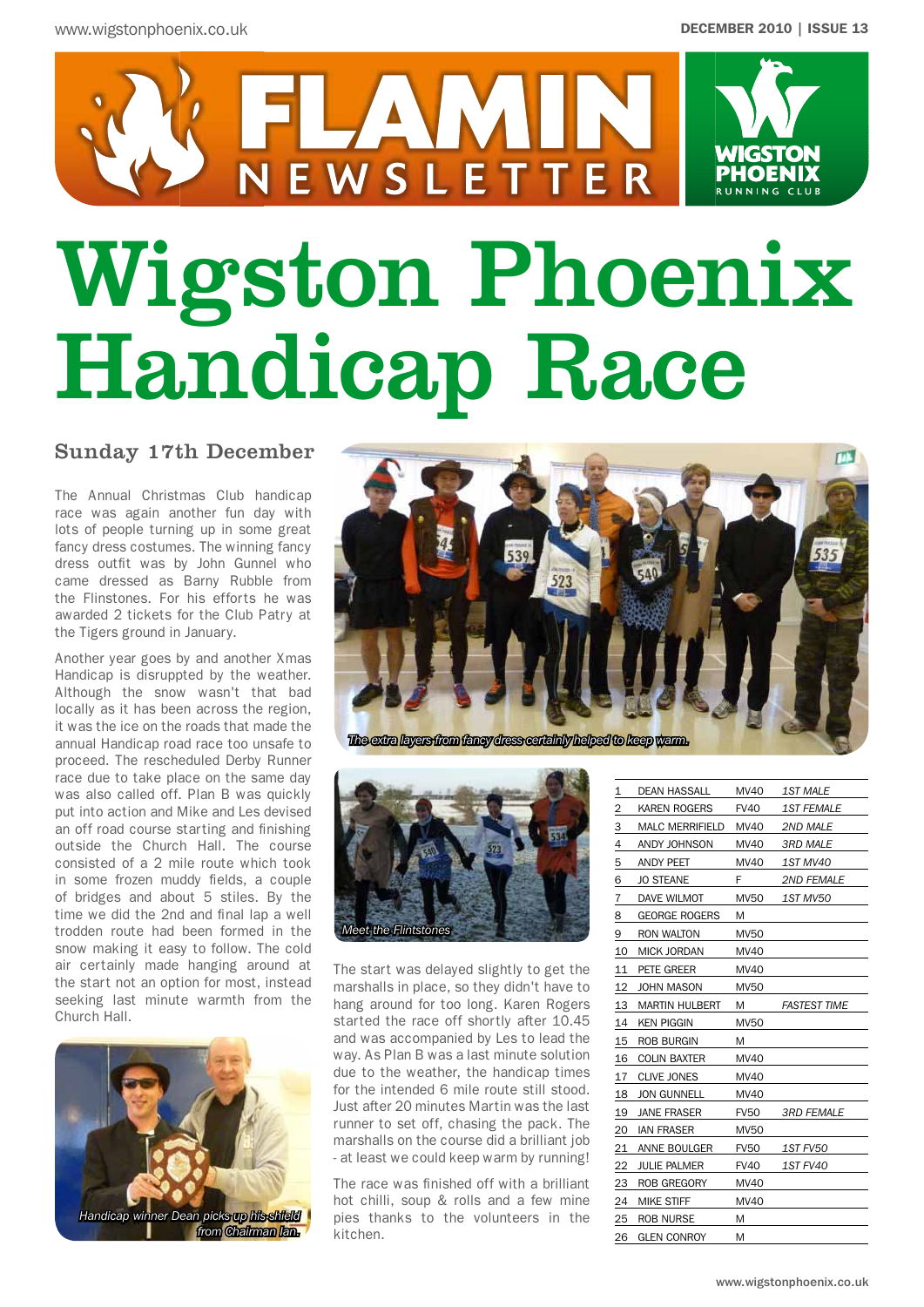# FLAMIN NEWSLETTER

# Wigston Phoenix Handicap Race

## Sunday 17th December

The Annual Christmas Club handicap race was again another fun day with lots of people turning up in some great fancy dress costumes. The winning fancy dress outfit was by John Gunnel who came dressed as Barny Rubble from the Flinstones. For his efforts he was awarded 2 tickets for the Club Patry at the Tigers ground in January.

Another year goes by and another Xmas Handicap is disrupped by the weather. Although the snow wasn't that bad locally as it has been across the region, it was the ice on the roads that made the annual Handicap road race too unsafe to proceed. The rescheduled Derby Runner race due to take place on the same day was also called off. Plan B was quickly put into action and Mike and Les devised an off road course starting and finishing outside the Church Hall. The course consisted of a 2 mile route which took in some frozen muddy fields, a couple of bridges and about 5 stiles. By the time we did the 2nd and final lap a well trodden route had been formed in the snow making it easy to follow. The cold air certainly made hanging around at the start not an option for most, instead seeking last minute warmth from the Church Hall.

Handicap winner Dean picks up his shield from Chairman Ian.

The extra layers from fancy dress certainly helped to keep warm.

Meet the Flintstones

The start was delayed slightly to get the marshalls in place, so they didn't have to hang around for too long. Karen Rogers started the race off shortly after 10.45 and was accompanied by Les to lead the way. As Plan B was a last minute solution due to the weather, the handicap times for the intended 6 mile route still stood. Just after 20 minutes Martin was the last runner to set off, chasing the pack. The marshalls on the course did a brilliant job - at least we could keep warm by running!

The race was finished off with a brilliant hot chilli, soup & rolls and a few mine pies thanks to the volunteers in the kitchen.

| | | | |
|---|---|---|---|
| 1 | DEAN HASSALL | MV40 | *1ST MALE* |
| 2 | KAREN ROGERS | FV40 | *1ST FEMALE* |
| 3 | MALC MERRIFIELD | MV40 | *2ND MALE* |
| 4 | ANDY JOHNSON | MV40 | *3RD MALE* |
| 5 | ANDY PEET | MV40 | *1ST MV40* |
| 6 | JO STEANE | F | *2ND FEMALE* |
| 7 | DAVE WILMOT | MV50 | *1ST MV50* |
| 8 | GEORGE ROGERS | M | |
| 9 | RON WALTON | MV50 | |
| 10 | MICK JORDAN | MV40 | |
| 11 | PETE GREER | MV40 | |
| 12 | JOHN MASON | MV50 | |
| 13 | MARTIN HULBERT | M | *FASTEST TIME* |
| 14 | KEN PIGGIN | MV50 | |
| 15 | ROB BURGIN | M | |
| 16 | COLIN BAXTER | MV40 | |
| 17 | CLIVE JONES | MV40 | |
| 18 | JON GUNNELL | MV40 | |
| 19 | JANE FRASER | FV50 | *3RD FEMALE* |
| 20 | IAN FRASER | MV50 | |
| 21 | ANNE BOULGER | FV50 | *1ST FV50* |
| 22 | JULIE PALMER | FV40 | *1ST FV40* |
| 23 | ROB GREGORY | MV40 | |
| 24 | MIKE STIFF | MV40 | |
| 25 | ROB NURSE | M | |
| 26 | GLEN CONROY | M | |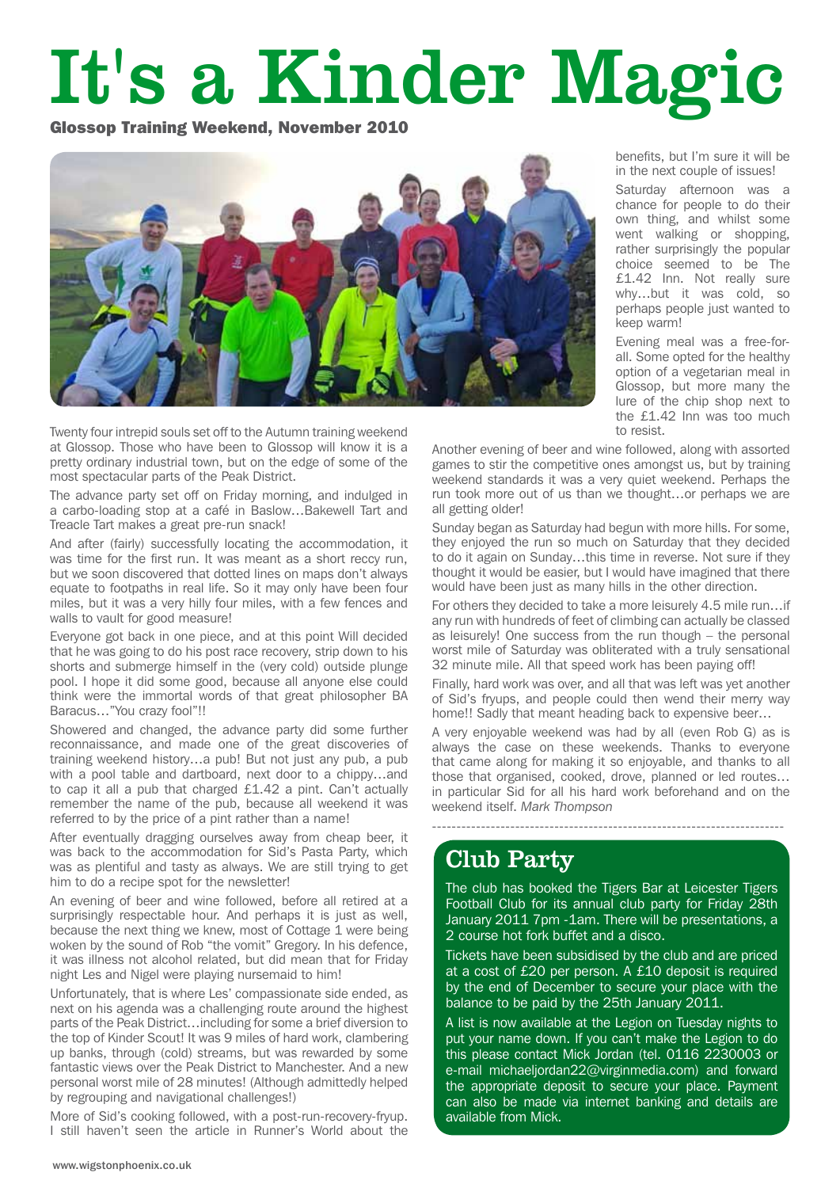# It's a Kinder Magic

**Glossop Training Weekend, November 2010**

Twenty four intrepid souls set off to the Autumn training weekend at Glossop. Those who have been to Glossop will know it is a pretty ordinary industrial town, but on the edge of some of the most spectacular parts of the Peak District.

The advance party set off on Friday morning, and indulged in a carbo-loading stop at a café in Baslow…Bakewell Tart and Treacle Tart makes a great pre-run snack!

And after (fairly) successfully locating the accommodation, it was time for the first run. It was meant as a short reccy run, but we soon discovered that dotted lines on maps don't always equate to footpaths in real life. So it may only have been four miles, but it was a very hilly four miles, with a few fences and walls to vault for good measure!

Everyone got back in one piece, and at this point Will decided that he was going to do his post race recovery, strip down to his shorts and submerge himself in the (very cold) outside plunge pool. I hope it did some good, because all anyone else could think were the immortal words of that great philosopher BA Baracus…"You crazy fool"!!

Showered and changed, the advance party did some further reconnaissance, and made one of the great discoveries of training weekend history…a pub! But not just any pub, a pub with a pool table and dartboard, next door to a chippy…and to cap it all a pub that charged £1.42 a pint. Can't actually remember the name of the pub, because all weekend it was referred to by the price of a pint rather than a name!

After eventually dragging ourselves away from cheap beer, it was back to the accommodation for Sid's Pasta Party, which was as plentiful and tasty as always. We are still trying to get him to do a recipe spot for the newsletter!

An evening of beer and wine followed, before all retired at a surprisingly respectable hour. And perhaps it is just as well, because the next thing we knew, most of Cottage 1 were being woken by the sound of Rob "the vomit" Gregory. In his defence, it was illness not alcohol related, but did mean that for Friday night Les and Nigel were playing nursemaid to him!

Unfortunately, that is where Les' compassionate side ended, as next on his agenda was a challenging route around the highest parts of the Peak District…including for some a brief diversion to the top of Kinder Scout! It was 9 miles of hard work, clambering up banks, through (cold) streams, but was rewarded by some fantastic views over the Peak District to Manchester. And a new personal worst mile of 28 minutes! (Although admittedly helped by regrouping and navigational challenges!)

More of Sid's cooking followed, with a post-run-recovery-fryup. I still haven't seen the article in Runner's World about the benefits, but I'm sure it will be in the next couple of issues!

Saturday afternoon was a chance for people to do their own thing, and whilst some went walking or shopping, rather surprisingly the popular choice seemed to be The £1.42 Inn. Not really sure why…but it was cold, so perhaps people just wanted to keep warm!

Evening meal was a free-for-all. Some opted for the healthy option of a vegetarian meal in Glossop, but more many the lure of the chip shop next to the £1.42 Inn was too much to resist.

Another evening of beer and wine followed, along with assorted games to stir the competitive ones amongst us, but by training weekend standards it was a very quiet weekend. Perhaps the run took more out of us than we thought…or perhaps we are all getting older!

Sunday began as Saturday had begun with more hills. For some, they enjoyed the run so much on Saturday that they decided to do it again on Sunday…this time in reverse. Not sure if they thought it would be easier, but I would have imagined that there would have been just as many hills in the other direction.

For others they decided to take a more leisurely 4.5 mile run…if any run with hundreds of feet of climbing can actually be classed as leisurely! One success from the run though – the personal worst mile of Saturday was obliterated with a truly sensational 32 minute mile. All that speed work has been paying off!

Finally, hard work was over, and all that was left was yet another of Sid's fryups, and people could then wend their merry way home!! Sadly that meant heading back to expensive beer…

A very enjoyable weekend was had by all (even Rob G) as is always the case on these weekends. Thanks to everyone that came along for making it so enjoyable, and thanks to all those that organised, cooked, drove, planned or led routes… in particular Sid for all his hard work beforehand and on the weekend itself. *Mark Thompson*

---

## Club Party

The club has booked the Tigers Bar at Leicester Tigers Football Club for its annual club party for Friday 28th January 2011 7pm -1am. There will be presentations, a 2 course hot fork buffet and a disco.

Tickets have been subsidised by the club and are priced at a cost of £20 per person. A £10 deposit is required by the end of December to secure your place with the balance to be paid by the 25th January 2011.

A list is now available at the Legion on Tuesday nights to put your name down. If you can't make the Legion to do this please contact Mick Jordan (tel. 0116 2230003 or e-mail michaeljordan22@virginmedia.com) and forward the appropriate deposit to secure your place. Payment can also be made via internet banking and details are available from Mick.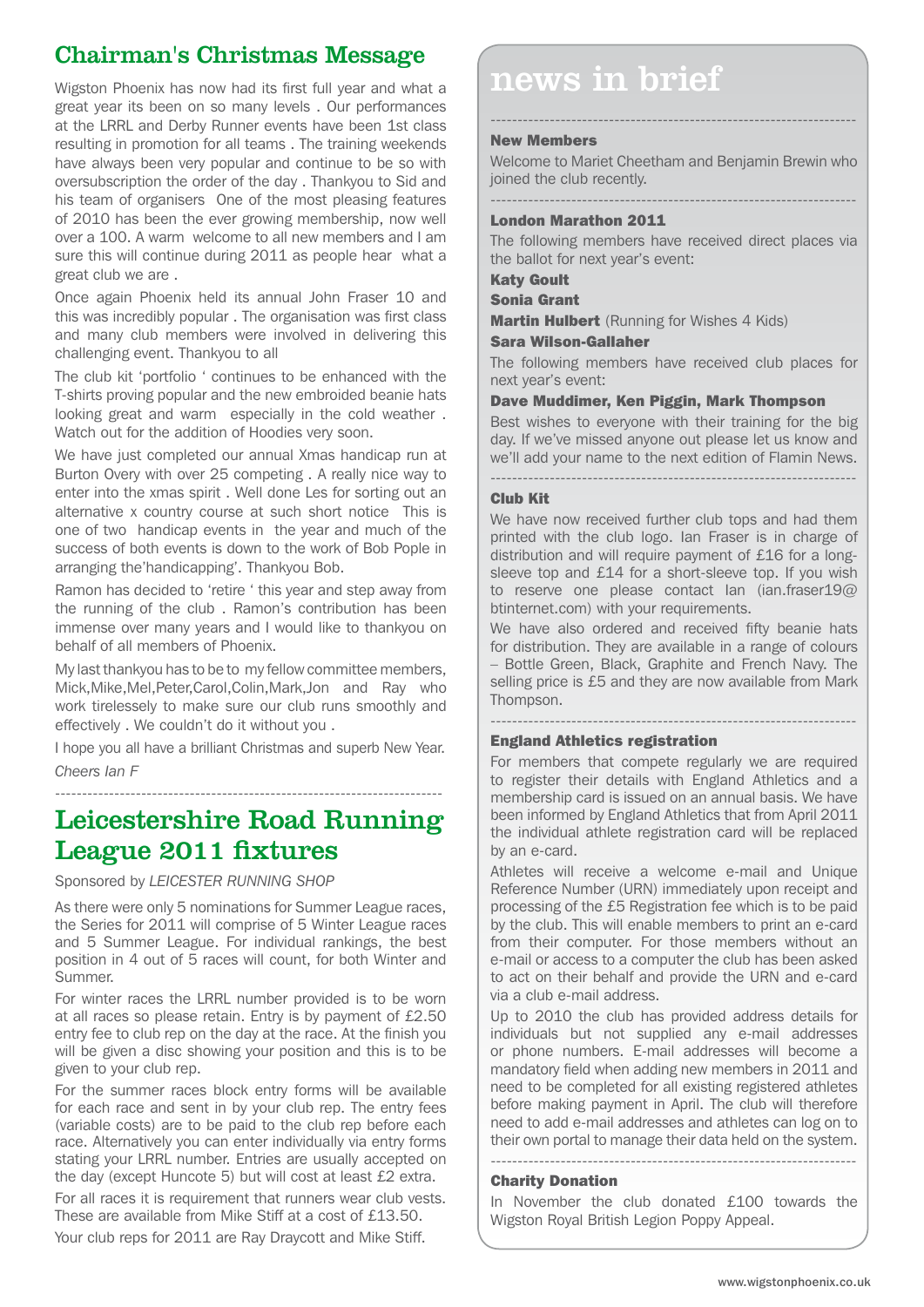## Chairman's Christmas Message

Wigston Phoenix has now had its first full year and what a great year its been on so many levels . Our performances at the LRRL and Derby Runner events have been 1st class resulting in promotion for all teams . The training weekends have always been very popular and continue to be so with oversubscription the order of the day . Thankyou to Sid and his team of organisers One of the most pleasing features of 2010 has been the ever growing membership, now well over a 100. A warm welcome to all new members and I am sure this will continue during 2011 as people hear what a great club we are .

Once again Phoenix held its annual John Fraser 10 and this was incredibly popular . The organisation was first class and many club members were involved in delivering this challenging event. Thankyou to all

The club kit 'portfolio ' continues to be enhanced with the T-shirts proving popular and the new embroided beanie hats looking great and warm especially in the cold weather . Watch out for the addition of Hoodies very soon.

We have just completed our annual Xmas handicap run at Burton Overy with over 25 competing . A really nice way to enter into the xmas spirit . Well done Les for sorting out an alternative x country course at such short notice This is one of two handicap events in the year and much of the success of both events is down to the work of Bob Pople in arranging the'handicapping'. Thankyou Bob.

Ramon has decided to 'retire ' this year and step away from the running of the club . Ramon's contribution has been immense over many years and I would like to thankyou on behalf of all members of Phoenix.

My last thankyou has to be to my fellow committee members, Mick,Mike,Mel,Peter,Carol,Colin,Mark,Jon and Ray who work tirelessly to make sure our club runs smoothly and effectively . We couldn't do it without you .

I hope you all have a brilliant Christmas and superb New Year.

*Cheers Ian F*

---

## Leicestershire Road Running League 2011 fixtures

Sponsored by *LEICESTER RUNNING SHOP*

As there were only 5 nominations for Summer League races, the Series for 2011 will comprise of 5 Winter League races and 5 Summer League. For individual rankings, the best position in 4 out of 5 races will count, for both Winter and Summer.

For winter races the LRRL number provided is to be worn at all races so please retain. Entry is by payment of £2.50 entry fee to club rep on the day at the race. At the finish you will be given a disc showing your position and this is to be given to your club rep.

For the summer races block entry forms will be available for each race and sent in by your club rep. The entry fees (variable costs) are to be paid to the club rep before each race. Alternatively you can enter individually via entry forms stating your LRRL number. Entries are usually accepted on the day (except Huncote 5) but will cost at least £2 extra.

For all races it is requirement that runners wear club vests. These are available from Mike Stiff at a cost of £13.50.

Your club reps for 2011 are Ray Draycott and Mike Stiff.

# news in brief

---

### New Members

Welcome to Mariet Cheetham and Benjamin Brewin who joined the club recently.

---

### London Marathon 2011

The following members have received direct places via the ballot for next year's event:

**Katy Goult**

**Sonia Grant**

**Martin Hulbert** (Running for Wishes 4 Kids)

**Sara Wilson-Gallaher**

The following members have received club places for next year's event:

**Dave Muddimer, Ken Piggin, Mark Thompson**

Best wishes to everyone with their training for the big day. If we've missed anyone out please let us know and we'll add your name to the next edition of Flamin News.

---

### Club Kit

We have now received further club tops and had them printed with the club logo. Ian Fraser is in charge of distribution and will require payment of £16 for a long-sleeve top and £14 for a short-sleeve top. If you wish to reserve one please contact Ian (ian.fraser19@btinternet.com) with your requirements.

We have also ordered and received fifty beanie hats for distribution. They are available in a range of colours – Bottle Green, Black, Graphite and French Navy. The selling price is £5 and they are now available from Mark Thompson.

---

### England Athletics registration

For members that compete regularly we are required to register their details with England Athletics and a membership card is issued on an annual basis. We have been informed by England Athletics that from April 2011 the individual athlete registration card will be replaced by an e-card.

Athletes will receive a welcome e-mail and Unique Reference Number (URN) immediately upon receipt and processing of the £5 Registration fee which is to be paid by the club. This will enable members to print an e-card from their computer. For those members without an e-mail or access to a computer the club has been asked to act on their behalf and provide the URN and e-card via a club e-mail address.

Up to 2010 the club has provided address details for individuals but not supplied any e-mail addresses or phone numbers. E-mail addresses will become a mandatory field when adding new members in 2011 and need to be completed for all existing registered athletes before making payment in April. The club will therefore need to add e-mail addresses and athletes can log on to their own portal to manage their data held on the system.

---

### Charity Donation

In November the club donated £100 towards the Wigston Royal British Legion Poppy Appeal.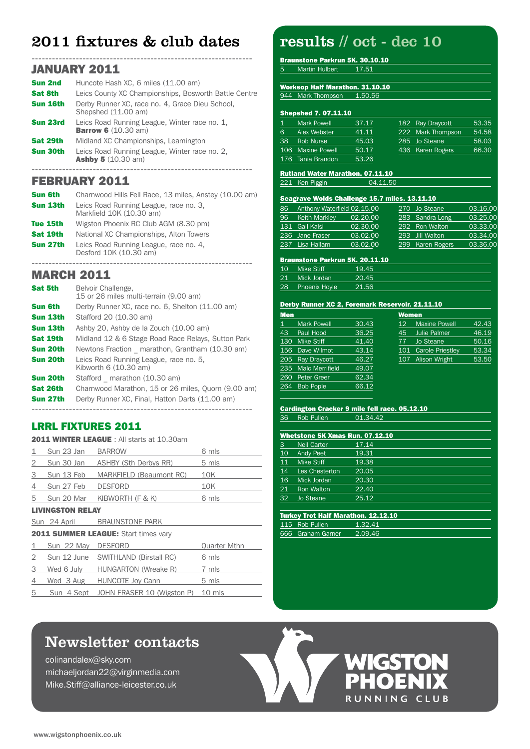# 2011 fixtures & club dates

## JANUARY 2011

| | |
|---|---|
| **Sun 2nd** | Huncote Hash XC, 6 miles (11.00 am) |
| **Sat 8th** | Leics County XC Championships, Bosworth Battle Centre |
| **Sun 16th** | Derby Runner XC, race no. 4, Grace Dieu School, Shepshed (11.00 am) |
| **Sun 23rd** | Leics Road Running League, Winter race no. 1, **Barrow 6** (10.30 am) |
| **Sat 29th** | Midland XC Championships, Leamington |
| **Sun 30th** | Leics Road Running League, Winter race no. 2, **Ashby 5** (10.30 am) |

## FEBRUARY 2011

| | |
|---|---|
| **Sun 6th** | Charnwood Hills Fell Race, 13 miles, Anstey (10.00 am) |
| **Sun 13th** | Leics Road Running League, race no. 3, Markfield 10K (10.30 am) |
| **Tue 15th** | Wigston Phoenix RC Club AGM (8.30 pm) |
| **Sat 19th** | National XC Championships, Alton Towers |
| **Sun 27th** | Leics Road Running League, race no. 4, Desford 10K (10.30 am) |

## MARCH 2011

| | |
|---|---|
| **Sat 5th** | Belvoir Challenge, 15 or 26 miles multi-terrain (9.00 am) |
| **Sun 6th** | Derby Runner XC, race no. 6, Shelton (11.00 am) |
| **Sun 13th** | Stafford 20 (10.30 am) |
| **Sun 13th** | Ashby 20, Ashby de la Zouch (10.00 am) |
| **Sat 19th** | Midland 12 & 6 Stage Road Race Relays, Sutton Park |
| **Sun 20th** | Newtons Fraction _ marathon, Grantham (10.30 am) |
| **Sun 20th** | Leics Road Running League, race no. 5, Kibworth 6 (10.30 am) |
| **Sun 20th** | Stafford _ marathon (10.30 am) |
| **Sat 26th** | Charnwood Marathon, 15 or 26 miles, Quorn (9.00 am) |
| **Sun 27th** | Derby Runner XC, Final, Hatton Darts (11.00 am) |

## LRRL FIXTURES 2011

**2011 WINTER LEAGUE** : All starts at 10.30am

| | | | |
|---|---|---|---|
| 1 | Sun 23 Jan | BARROW | 6 mls |
| 2 | Sun 30 Jan | ASHBY (Sth Derbys RR) | 5 mls |
| 3 | Sun 13 Feb | MARKFIELD (Beaumont RC) | 10K |
| 4 | Sun 27 Feb | DESFORD | 10K |
| 5 | Sun 20 Mar | KIBWORTH (F & K) | 6 mls |

**LIVINGSTON RELAY**

Sun 24 April — BRAUNSTONE PARK

**2011 SUMMER LEAGUE:** Start times vary

| | | | |
|---|---|---|---|
| 1 | Sun 22 May | DESFORD | Quarter Mthn |
| 2 | Sun 12 June | SWITHLAND (Birstall RC) | 6 mls |
| 3 | Wed 6 July | HUNGARTON (Wreake R) | 7 mls |
| 4 | Wed 3 Aug | HUNCOTE Joy Cann | 5 mls |
| 5 | Sun 4 Sept | JOHN FRASER 10 (Wigston P) | 10 mls |

# results // oct - dec 10

**Braunstone Parkrun 5K. 30.10.10**

| | | |
|---|---|---|
| 5 | Martin Hulbert | 17.51 |

**Worksop Half Marathon. 31.10.10**

| | | |
|---|---|---|
| 944 | Mark Thompson | 1.50.56 |

**Shepshed 7. 07.11.10**

| | | |
|---|---|---|
| 1 | Mark Powell | 37.17 |
| 6 | Alex Webster | 41.11 |
| 38 | Rob Nurse | 45.03 |
| 106 | Maxine Powell | 50.17 |
| 176 | Tania Brandon | 53.26 |
| 182 | Ray Draycott | 53.35 |
| 222 | Mark Thompson | 54.58 |
| 285 | Jo Steane | 58.03 |
| 436 | Karen Rogers | 66.30 |

**Rutland Water Marathon. 07.11.10**

| | | |
|---|---|---|
| 221 | Ken Piggin | 04.11.50 |

**Seagrave Wolds Challenge 15.7 miles. 13.11.10**

| | | |
|---|---|---|
| 86 | Anthony Waterfield | 02.15.00 |
| 96 | Keith Markley | 02.20.00 |
| 131 | Gail Kalsi | 02.30.00 |
| 236 | Jane Fraser | 03.02.00 |
| 237 | Lisa Hallam | 03.02.00 |
| 270 | Jo Steane | 03.16.00 |
| 283 | Sandra Long | 03.25.00 |
| 292 | Ron Walton | 03.33.00 |
| 293 | Jill Walton | 03.34.00 |
| 299 | Karen Rogers | 03.36.00 |

**Braunstone Parkrun 5K. 20.11.10**

| | | |
|---|---|---|
| 10 | Mike Stiff | 19.45 |
| 21 | Mick Jordan | 20.45 |
| 28 | Phoenix Hoyle | 21.56 |

**Derby Runner XC 2, Foremark Reservoir. 21.11.10**

**Men**

| | | |
|---|---|---|
| 1 | Mark Powell | 30.43 |
| 43 | Paul Hood | 36.25 |
| 130 | Mike Stiff | 41.40 |
| 156 | Dave Wilmot | 43.14 |
| 205 | Ray Draycott | 46.27 |
| 235 | Malc Merrifield | 49.07 |
| 260 | Peter Greer | 62.34 |
| 264 | Bob Pople | 66.12 |

**Women**

| | | |
|---|---|---|
| 12 | Maxine Powell | 42.43 |
| 45 | Julie Palmer | 46.19 |
| 77 | Jo Steane | 50.16 |
| 101 | Carole Priestley | 53.34 |
| 107 | Alison Wright | 53.50 |

**Cardington Cracker 9 mile fell race. 05.12.10**

| | | |
|---|---|---|
| 36 | Rob Pullen | 01.34.42 |

**Whetstone 5K Xmas Run. 07.12.10**

| | | |
|---|---|---|
| 3 | Neil Carter | 17.14 |
| 10 | Andy Peet | 19.31 |
| 11 | Mike Stiff | 19.38 |
| 14 | Les Chesterton | 20.05 |
| 16 | Mick Jordan | 20.30 |
| 21 | Ron Walton | 22.40 |
| 32 | Jo Steane | 25.12 |

**Turkey Trot Half Marathon. 12.12.10**

| | | |
|---|---|---|
| 115 | Rob Pullen | 1.32.41 |
| 666 | Graham Garner | 2.09.46 |

## Newsletter contacts

colinandalex@sky.com
michaeljordan22@virginmedia.com
Mike.Stiff@alliance-leicester.co.uk

WIGSTON PHOENIX RUNNING CLUB

www.wigstonphoenix.co.uk